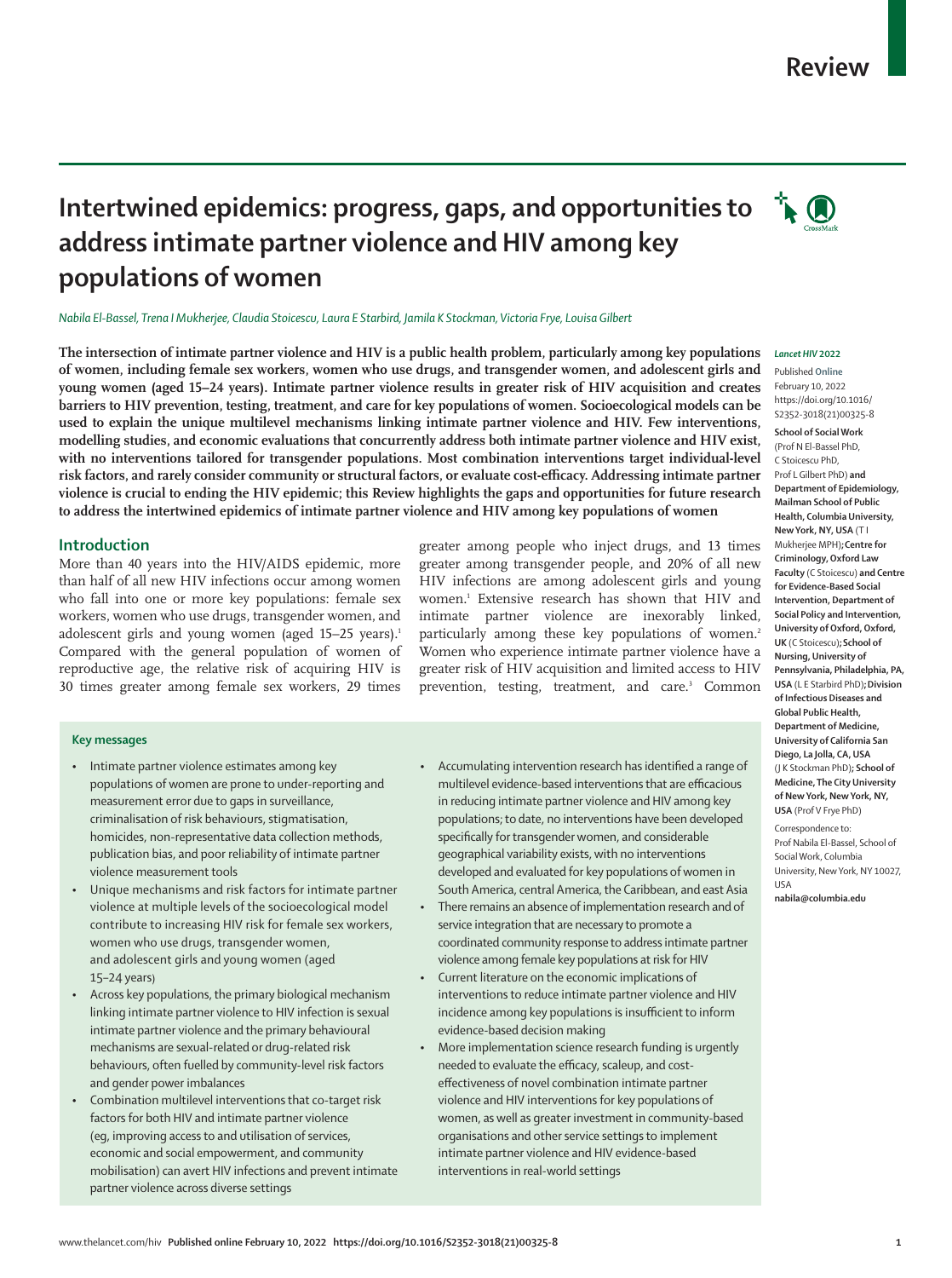Review

# Intertwined epidemics: progress, gaps, and opportunities to address intimate partner violence and HIV among key populations of women

*Nabila El-Bassel, Trena I Mukherjee, Claudia Stoicescu, Laura E Starbird, Jamila K Stockman, Victoria Frye, Louisa Gilbert*

**The intersection of intimate partner violence and HIV is a public health problem, particularly among key populations of women, including female sex workers, women who use drugs, and transgender women, and adolescent girls and young women (aged 15–24 years). Intimate partner violence results in greater risk of HIV acquisition and creates barriers to HIV prevention, testing, treatment, and care for key populations of women. Socioecological models can be used to explain the unique multilevel mechanisms linking intimate partner violence and HIV. Few interventions, modelling studies, and economic evaluations that concurrently address both intimate partner violence and HIV exist, with no interventions tailored for transgender populations. Most combination interventions target individual-level risk factors, and rarely consider community or structural factors, or evaluate cost-efficacy. Addressing intimate partner violence is crucial to ending the HIV epidemic; this Review highlights the gaps and opportunities for future research to address the intertwined epidemics of intimate partner violence and HIV among key populations of women**

*Lancet HIV* 2022

Published Online February 10, 2022 https://doi.org/10.1016/S2352-3018(21)00325-8

**School of Social Work** (Prof N El-Bassel PhD, C Stoicescu PhD, Prof L Gilbert PhD) **and Department of Epidemiology, Mailman School of Public Health, Columbia University, New York, NY, USA** (T I Mukherjee MPH)**; Centre for Criminology, Oxford Law Faculty** (C Stoicescu) **and Centre for Evidence-Based Social Intervention, Department of Social Policy and Intervention, University of Oxford, Oxford, UK** (C Stoicescu)**; School of Nursing, University of Pennsylvania, Philadelphia, PA, USA** (L E Starbird PhD)**; Division of Infectious Diseases and Global Public Health, Department of Medicine, University of California San Diego, La Jolla, CA, USA** (J K Stockman PhD)**; School of Medicine, The City University of New York, New York, NY, USA** (Prof V Frye PhD)

Correspondence to: Prof Nabila El-Bassel, School of Social Work, Columbia University, New York, NY 10027, USA **nabila@columbia.edu**

## Introduction

More than 40 years into the HIV/AIDS epidemic, more than half of all new HIV infections occur among women who fall into one or more key populations: female sex workers, women who use drugs, transgender women, and adolescent girls and young women (aged 15–25 years).[1] Compared with the general population of women of reproductive age, the relative risk of acquiring HIV is 30 times greater among female sex workers, 29 times greater among people who inject drugs, and 13 times greater among transgender people, and 20% of all new HIV infections are among adolescent girls and young women.[1] Extensive research has shown that HIV and intimate partner violence are inexorably linked, particularly among these key populations of women.[2] Women who experience intimate partner violence have a greater risk of HIV acquisition and limited access to HIV prevention, testing, treatment, and care.[3] Common

### Key messages

- Intimate partner violence estimates among key populations of women are prone to under-reporting and measurement error due to gaps in surveillance, criminalisation of risk behaviours, stigmatisation, homicides, non-representative data collection methods, publication bias, and poor reliability of intimate partner violence measurement tools
- Unique mechanisms and risk factors for intimate partner violence at multiple levels of the socioecological model contribute to increasing HIV risk for female sex workers, women who use drugs, transgender women, and adolescent girls and young women (aged 15–24 years)
- Across key populations, the primary biological mechanism linking intimate partner violence to HIV infection is sexual intimate partner violence and the primary behavioural mechanisms are sexual-related or drug-related risk behaviours, often fuelled by community-level risk factors and gender power imbalances
- Combination multilevel interventions that co-target risk factors for both HIV and intimate partner violence (eg, improving access to and utilisation of services, economic and social empowerment, and community mobilisation) can avert HIV infections and prevent intimate partner violence across diverse settings
- Accumulating intervention research has identified a range of multilevel evidence-based interventions that are efficacious in reducing intimate partner violence and HIV among key populations; to date, no interventions have been developed specifically for transgender women, and considerable geographical variability exists, with no interventions developed and evaluated for key populations of women in South America, central America, the Caribbean, and east Asia
- There remains an absence of implementation research and of service integration that are necessary to promote a coordinated community response to address intimate partner violence among female key populations at risk for HIV
- Current literature on the economic implications of interventions to reduce intimate partner violence and HIV incidence among key populations is insufficient to inform evidence-based decision making
- More implementation science research funding is urgently needed to evaluate the efficacy, scaleup, and cost-effectiveness of novel combination intimate partner violence and HIV interventions for key populations of women, as well as greater investment in community-based organisations and other service settings to implement intimate partner violence and HIV evidence-based interventions in real-world settings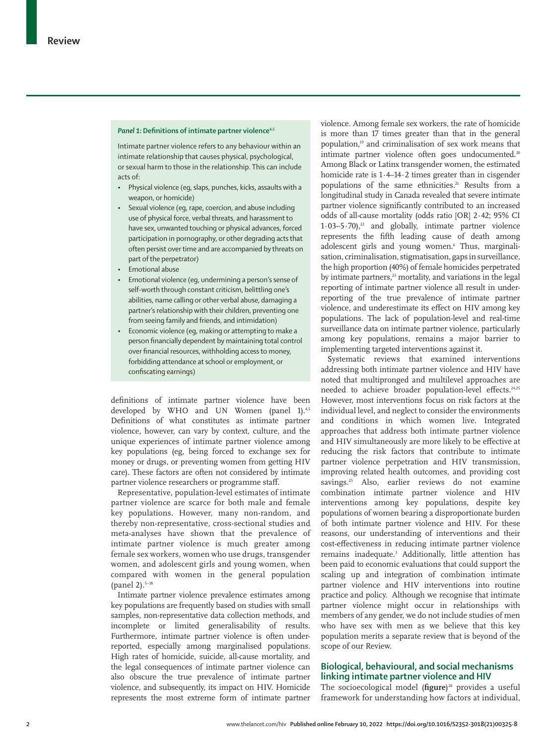### *Panel 1:* Definitions of intimate partner violence[4,5]

Intimate partner violence refers to any behaviour within an intimate relationship that causes physical, psychological, or sexual harm to those in the relationship. This can include acts of:

- Physical violence (eg, slaps, punches, kicks, assaults with a weapon, or homicide)
- Sexual violence (eg, rape, coercion, and abuse including use of physical force, verbal threats, and harassment to have sex, unwanted touching or physical advances, forced participation in pornography, or other degrading acts that often persist over time and are accompanied by threats on part of the perpetrator)
- Emotional abuse
- Emotional violence (eg, undermining a person's sense of self-worth through constant criticism, belittling one's abilities, name calling or other verbal abuse, damaging a partner's relationship with their children, preventing one from seeing family and friends, and intimidation)
- Economic violence (eg, making or attempting to make a person financially dependent by maintaining total control over financial resources, withholding access to money, forbidding attendance at school or employment, or confiscating earnings)

definitions of intimate partner violence have been developed by WHO and UN Women (panel 1).[4,5] Definitions of what constitutes as intimate partner violence, however, can vary by context, culture, and the unique experiences of intimate partner violence among key populations (eg, being forced to exchange sex for money or drugs, or preventing women from getting HIV care). These factors are often not considered by intimate partner violence researchers or programme staff.

Representative, population-level estimates of intimate partner violence are scarce for both male and female key populations. However, many non-random, and thereby non-representative, cross-sectional studies and meta-analyses have shown that the prevalence of intimate partner violence is much greater among female sex workers, women who use drugs, transgender women, and adolescent girls and young women, when compared with women in the general population (panel 2).[5–18]

Intimate partner violence prevalence estimates among key populations are frequently based on studies with small samples, non-representative data collection methods, and incomplete or limited generalisability of results. Furthermore, intimate partner violence is often under-reported, especially among marginalised populations. High rates of homicide, suicide, all-cause mortality, and the legal consequences of intimate partner violence can also obscure the true prevalence of intimate partner violence, and subsequently, its impact on HIV. Homicide represents the most extreme form of intimate partner violence. Among female sex workers, the rate of homicide is more than 17 times greater than that in the general population,[19] and criminalisation of sex work means that intimate partner violence often goes undocumented.[20] Among Black or Latinx transgender women, the estimated homicide rate is 1·4–14·2 times greater than in cisgender populations of the same ethnicities.[21] Results from a longitudinal study in Canada revealed that severe intimate partner violence significantly contributed to an increased odds of all-cause mortality (odds ratio [OR] 2·42; 95% CI 1·03–5·70),[22] and globally, intimate partner violence represents the fifth leading cause of death among adolescent girls and young women.[6] Thus, marginalisation, criminalisation, stigmatisation, gaps in surveillance, the high proportion (40%) of female homicides perpetrated by intimate partners,[23] mortality, and variations in the legal reporting of intimate partner violence all result in under-reporting of the true prevalence of intimate partner violence, and underestimate its effect on HIV among key populations. The lack of population-level and real-time surveillance data on intimate partner violence, particularly among key populations, remains a major barrier to implementing targeted interventions against it.

Systematic reviews that examined interventions addressing both intimate partner violence and HIV have noted that multipronged and multilevel approaches are needed to achieve broader population-level effects.[24,25] However, most interventions focus on risk factors at the individual level, and neglect to consider the environments and conditions in which women live. Integrated approaches that address both intimate partner violence and HIV simultaneously are more likely to be effective at reducing the risk factors that contribute to intimate partner violence perpetration and HIV transmission, improving related health outcomes, and providing cost savings.[25] Also, earlier reviews do not examine combination intimate partner violence and HIV interventions among key populations, despite key populations of women bearing a disproportionate burden of both intimate partner violence and HIV. For these reasons, our understanding of interventions and their cost-effectiveness in reducing intimate partner violence remains inadequate.[3] Additionally, little attention has been paid to economic evaluations that could support the scaling up and integration of combination intimate partner violence and HIV interventions into routine practice and policy. Although we recognise that intimate partner violence might occur in relationships with members of any gender, we do not include studies of men who have sex with men as we believe that this key population merits a separate review that is beyond of the scope of our Review.

## Biological, behavioural, and social mechanisms linking intimate partner violence and HIV

The socioecological model (**figure**)[26] provides a useful framework for understanding how factors at individual,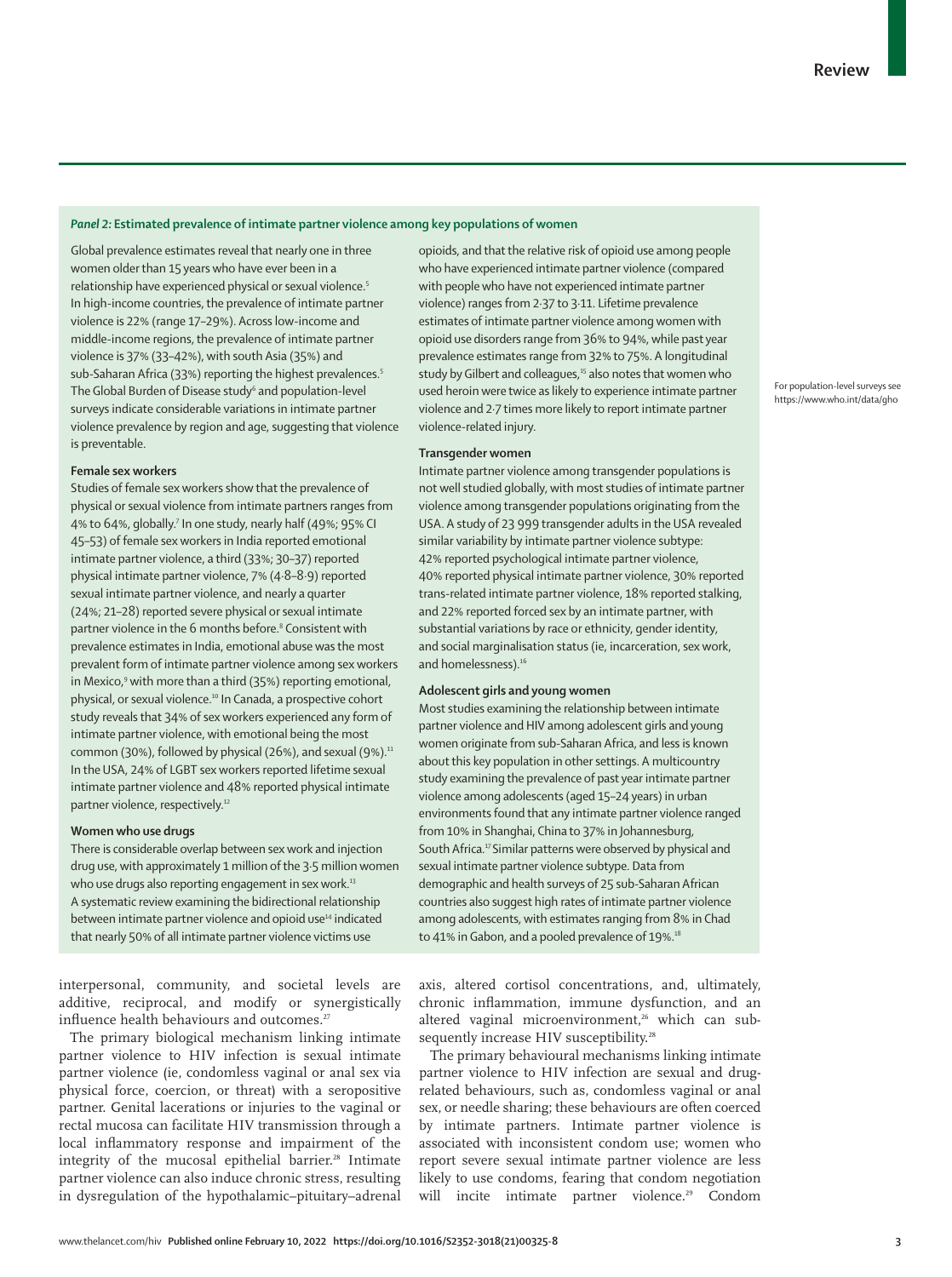### *Panel 2:* Estimated prevalence of intimate partner violence among key populations of women

Global prevalence estimates reveal that nearly one in three women older than 15 years who have ever been in a relationship have experienced physical or sexual violence.[5] In high-income countries, the prevalence of intimate partner violence is 22% (range 17–29%). Across low-income and middle-income regions, the prevalence of intimate partner violence is 37% (33–42%), with south Asia (35%) and sub-Saharan Africa (33%) reporting the highest prevalences.[5] The Global Burden of Disease study[6] and population-level surveys indicate considerable variations in intimate partner violence prevalence by region and age, suggesting that violence is preventable.

#### Female sex workers

Studies of female sex workers show that the prevalence of physical or sexual violence from intimate partners ranges from 4% to 64%, globally.[7] In one study, nearly half (49%; 95% CI 45–53) of female sex workers in India reported emotional intimate partner violence, a third (33%; 30–37) reported physical intimate partner violence, 7% (4·8–8·9) reported sexual intimate partner violence, and nearly a quarter (24%; 21–28) reported severe physical or sexual intimate partner violence in the 6 months before.[8] Consistent with prevalence estimates in India, emotional abuse was the most prevalent form of intimate partner violence among sex workers in Mexico,[9] with more than a third (35%) reporting emotional, physical, or sexual violence.[10] In Canada, a prospective cohort study reveals that 34% of sex workers experienced any form of intimate partner violence, with emotional being the most common (30%), followed by physical (26%), and sexual (9%).[11] In the USA, 24% of LGBT sex workers reported lifetime sexual intimate partner violence and 48% reported physical intimate partner violence, respectively.[12]

#### Women who use drugs

There is considerable overlap between sex work and injection drug use, with approximately 1 million of the 3·5 million women who use drugs also reporting engagement in sex work.[13] A systematic review examining the bidirectional relationship between intimate partner violence and opioid use[14] indicated that nearly 50% of all intimate partner violence victims use opioids, and that the relative risk of opioid use among people who have experienced intimate partner violence (compared with people who have not experienced intimate partner violence) ranges from 2·37 to 3·11. Lifetime prevalence estimates of intimate partner violence among women with opioid use disorders range from 36% to 94%, while past year prevalence estimates range from 32% to 75%. A longitudinal study by Gilbert and colleagues,[15] also notes that women who used heroin were twice as likely to experience intimate partner violence and 2·7 times more likely to report intimate partner violence-related injury.

#### Transgender women

Intimate partner violence among transgender populations is not well studied globally, with most studies of intimate partner violence among transgender populations originating from the USA. A study of 23 999 transgender adults in the USA revealed similar variability by intimate partner violence subtype: 42% reported psychological intimate partner violence, 40% reported physical intimate partner violence, 30% reported trans-related intimate partner violence, 18% reported stalking, and 22% reported forced sex by an intimate partner, with substantial variations by race or ethnicity, gender identity, and social marginalisation status (ie, incarceration, sex work, and homelessness).[16]

#### Adolescent girls and young women

Most studies examining the relationship between intimate partner violence and HIV among adolescent girls and young women originate from sub-Saharan Africa, and less is known about this key population in other settings. A multicountry study examining the prevalence of past year intimate partner violence among adolescents (aged 15–24 years) in urban environments found that any intimate partner violence ranged from 10% in Shanghai, China to 37% in Johannesburg, South Africa.[17] Similar patterns were observed by physical and sexual intimate partner violence subtype. Data from demographic and health surveys of 25 sub-Saharan African countries also suggest high rates of intimate partner violence among adolescents, with estimates ranging from 8% in Chad to 41% in Gabon, and a pooled prevalence of 19%.[18]

For population-level surveys see https://www.who.int/data/gho

interpersonal, community, and societal levels are additive, reciprocal, and modify or synergistically influence health behaviours and outcomes.[27]

The primary biological mechanism linking intimate partner violence to HIV infection is sexual intimate partner violence (ie, condomless vaginal or anal sex via physical force, coercion, or threat) with a seropositive partner. Genital lacerations or injuries to the vaginal or rectal mucosa can facilitate HIV transmission through a local inflammatory response and impairment of the integrity of the mucosal epithelial barrier.[28] Intimate partner violence can also induce chronic stress, resulting in dysregulation of the hypothalamic–pituitary–adrenal axis, altered cortisol concentrations, and, ultimately, chronic inflammation, immune dysfunction, and an altered vaginal microenvironment,[26] which can subsequently increase HIV susceptibility.[28]

The primary behavioural mechanisms linking intimate partner violence to HIV infection are sexual and drug-related behaviours, such as, condomless vaginal or anal sex, or needle sharing; these behaviours are often coerced by intimate partners. Intimate partner violence is associated with inconsistent condom use; women who report severe sexual intimate partner violence are less likely to use condoms, fearing that condom negotiation will incite intimate partner violence.[29] Condom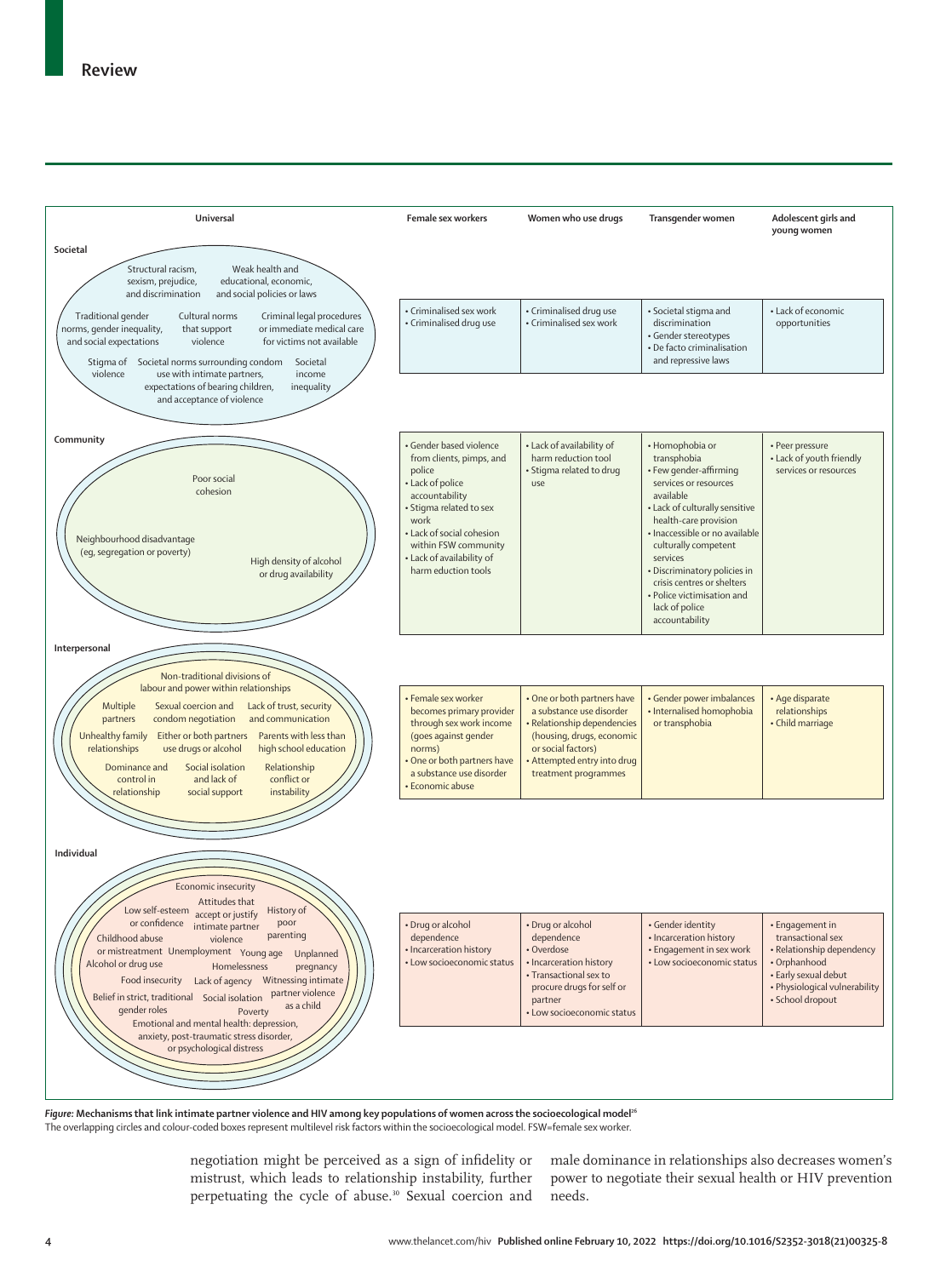| | Universal | Female sex workers | Women who use drugs | Transgender women | Adolescent girls and young women |
|---|---|---|---|---|---|
| **Societal** | Structural racism, sexism, prejudice, and discrimination; Weak health and educational, economic, and social policies or laws; Traditional gender norms, gender inequality, and social expectations; Cultural norms that support violence; Criminal legal procedures or immediate medical care for victims not available; Stigma of violence; Societal norms surrounding condom use with intimate partners, expectations of bearing children, and acceptance of violence; Societal income inequality | • Criminalised sex work<br>• Criminalised drug use | • Criminalised drug use<br>• Criminalised sex work | • Societal stigma and discrimination<br>• Gender stereotypes<br>• De facto criminalisation and repressive laws | • Lack of economic opportunities |
| **Community** | Poor social cohesion; Neighbourhood disadvantage (eg, segregation or poverty); High density of alcohol or drug availability | • Gender based violence from clients, pimps, and police<br>• Lack of police accountability<br>• Stigma related to sex work<br>• Lack of social cohesion within FSW community<br>• Lack of availability of harm eduction tools | • Lack of availability of harm reduction tool<br>• Stigma related to drug use | • Homophobia or transphobia<br>• Few gender-affirming services or resources available<br>• Lack of culturally sensitive health-care provision<br>• Inaccessible or no available culturally competent services<br>• Discriminatory policies in crisis centres or shelters<br>• Police victimisation and lack of police accountability | • Peer pressure<br>• Lack of youth friendly services or resources |
| **Interpersonal** | Non-traditional divisions of labour and power within relationships; Multiple partners; Sexual coercion and condom negotiation; Lack of trust, security and communication; Unhealthy family relationships; Either or both partners use drugs or alcohol; Parents with less than high school education; Dominance and control in relationship; Social isolation and lack of social support; Relationship conflict or instability | • Female sex worker becomes primary provider through sex work income (goes against gender norms)<br>• One or both partners have a substance use disorder<br>• Economic abuse | • One or both partners have a substance use disorder<br>• Relationship dependencies (housing, drugs, economic or social factors)<br>• Attempted entry into drug treatment programmes | • Gender power imbalances<br>• Internalised homophobia or transphobia | • Age disparate relationships<br>• Child marriage |
| **Individual** | Economic insecurity; Low self-esteem or confidence; Attitudes that accept or justify intimate partner violence; History of poor parenting; Childhood abuse or mistreatment; Unemployment; Young age; Unplanned pregnancy; Alcohol or drug use; Homelessness; Food insecurity; Lack of agency; Witnessing intimate partner violence as a child; Belief in strict, traditional gender roles; Social isolation; Poverty; Emotional and mental health: depression, anxiety, post-traumatic stress disorder, or psychological distress | • Drug or alcohol dependence<br>• Incarceration history<br>• Low socioeconomic status | • Drug or alcohol dependence<br>• Overdose<br>• Incarceration history<br>• Transactional sex to procure drugs for self or partner<br>• Low socioeconomic status | • Gender identity<br>• Incarceration history<br>• Engagement in sex work<br>• Low socioeconomic status | • Engagement in transactional sex<br>• Relationship dependency<br>• Orphanhood<br>• Early sexual debut<br>• Physiological vulnerability<br>• School dropout |

***Figure:* Mechanisms that link intimate partner violence and HIV among key populations of women across the socioecological model**[26]
The overlapping circles and colour-coded boxes represent multilevel risk factors within the socioecological model. FSW=female sex worker.

negotiation might be perceived as a sign of infidelity or mistrust, which leads to relationship instability, further perpetuating the cycle of abuse.[30] Sexual coercion and male dominance in relationships also decreases women's power to negotiate their sexual health or HIV prevention needs.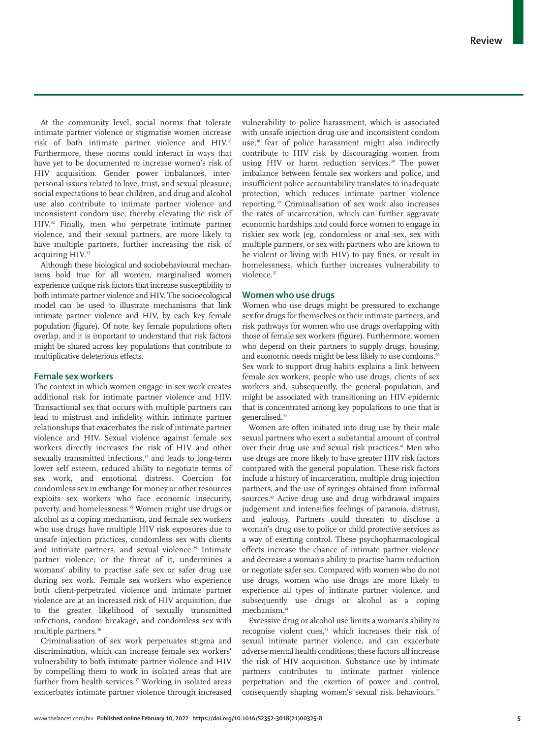At the community level, social norms that tolerate intimate partner violence or stigmatise women increase risk of both intimate partner violence and HIV.[31] Furthermore, these norms could interact in ways that have yet to be documented to increase women's risk of HIV acquisition. Gender power imbalances, interpersonal issues related to love, trust, and sexual pleasure, social expectations to bear children, and drug and alcohol use also contribute to intimate partner violence and inconsistent condom use, thereby elevating the risk of HIV.[32] Finally, men who perpetrate intimate partner violence, and their sexual partners, are more likely to have multiple partners, further increasing the risk of acquiring HIV.[33]

Although these biological and sociobehavioural mechanisms hold true for all women, marginalised women experience unique risk factors that increase susceptibility to both intimate partner violence and HIV. The socioecological model can be used to illustrate mechanisms that link intimate partner violence and HIV, by each key female population (figure). Of note, key female populations often overlap, and it is important to understand that risk factors might be shared across key populations that contribute to multiplicative deleterious effects.

## Female sex workers

The context in which women engage in sex work creates additional risk for intimate partner violence and HIV. Transactional sex that occurs with multiple partners can lead to mistrust and infidelity within intimate partner relationships that exacerbates the risk of intimate partner violence and HIV. Sexual violence against female sex workers directly increases the risk of HIV and other sexually transmitted infections,[34] and leads to long-term lower self esteem, reduced ability to negotiate terms of sex work, and emotional distress. Coercion for condomless sex in exchange for money or other resources exploits sex workers who face economic insecurity, poverty, and homelessness.[35] Women might use drugs or alcohol as a coping mechanism, and female sex workers who use drugs have multiple HIV risk exposures due to unsafe injection practices, condomless sex with clients and intimate partners, and sexual violence.[29] Intimate partner violence, or the threat of it, undermines a womans' ability to practise safe sex or safer drug use during sex work. Female sex workers who experience both client-perpetrated violence and intimate partner violence are at an increased risk of HIV acquisition, due to the greater likelihood of sexually transmitted infections, condom breakage, and condomless sex with multiple partners.[36]

Criminalisation of sex work perpetuates stigma and discrimination, which can increase female sex workers' vulnerability to both intimate partner violence and HIV by compelling them to work in isolated areas that are further from health services.[37] Working in isolated areas exacerbates intimate partner violence through increased vulnerability to police harassment, which is associated with unsafe injection drug use and inconsistent condom use;[38] fear of police harassment might also indirectly contribute to HIV risk by discouraging women from using HIV or harm reduction services.[39] The power imbalance between female sex workers and police, and insufficient police accountability translates to inadequate protection, which reduces intimate partner violence reporting.[39] Criminalisation of sex work also increases the rates of incarceration, which can further aggravate economic hardships and could force women to engage in riskier sex work (eg, condomless or anal sex, sex with multiple partners, or sex with partners who are known to be violent or living with HIV) to pay fines, or result in homelessness, which further increases vulnerability to violence.[37]

## Women who use drugs

Women who use drugs might be pressured to exchange sex for drugs for themselves or their intimate partners, and risk pathways for women who use drugs overlapping with those of female sex workers (figure). Furthermore, women who depend on their partners to supply drugs, housing, and economic needs might be less likely to use condoms.[30] Sex work to support drug habits explains a link between female sex workers, people who use drugs, clients of sex workers and, subsequently, the general population, and might be associated with transitioning an HIV epidemic that is concentrated among key populations to one that is generalised.[40]

Women are often initiated into drug use by their male sexual partners who exert a substantial amount of control over their drug use and sexual risk practices.[41] Men who use drugs are more likely to have greater HIV risk factors compared with the general population. These risk factors include a history of incarceration, multiple drug injection partners, and the use of syringes obtained from informal sources.[42] Active drug use and drug withdrawal impairs judgement and intensifies feelings of paranoia, distrust, and jealousy. Partners could threaten to disclose a woman's drug use to police or child protective services as a way of exerting control. These psychopharmacological effects increase the chance of intimate partner violence and decrease a woman's ability to practise harm reduction or negotiate safer sex. Compared with women who do not use drugs, women who use drugs are more likely to experience all types of intimate partner violence, and subsequently use drugs or alcohol as a coping mechanism.[14]

Excessive drug or alcohol use limits a woman's ability to recognise violent cues,[43] which increases their risk of sexual intimate partner violence, and can exacerbate adverse mental health conditions; these factors all increase the risk of HIV acquisition. Substance use by intimate partners contributes to intimate partner violence perpetration and the exertion of power and control, consequently shaping women's sexual risk behaviours.[44]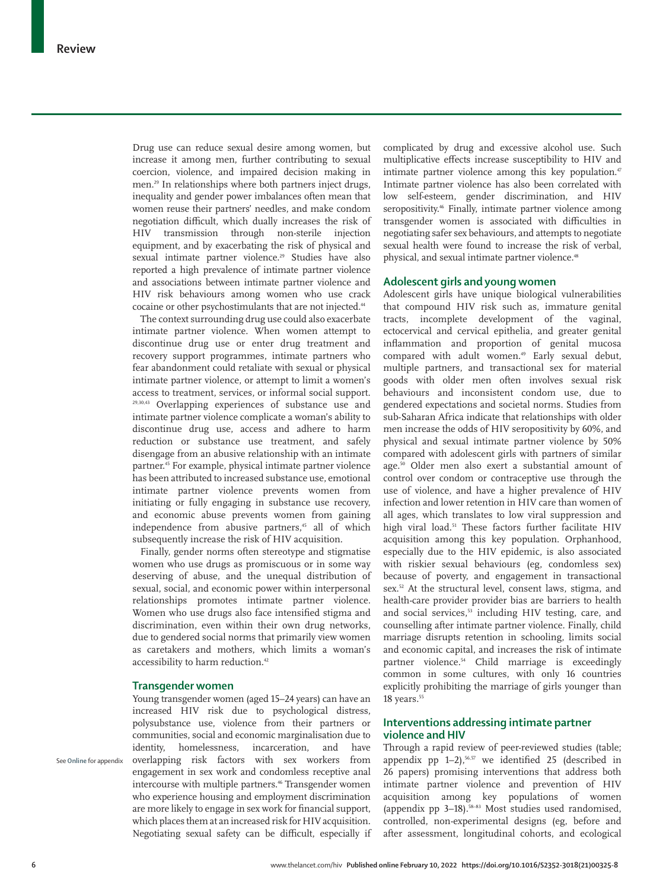Drug use can reduce sexual desire among women, but increase it among men, further contributing to sexual coercion, violence, and impaired decision making in men.[29] In relationships where both partners inject drugs, inequality and gender power imbalances often mean that women reuse their partners' needles, and make condom negotiation difficult, which dually increases the risk of HIV transmission through non-sterile injection equipment, and by exacerbating the risk of physical and sexual intimate partner violence.[29] Studies have also reported a high prevalence of intimate partner violence and associations between intimate partner violence and HIV risk behaviours among women who use crack cocaine or other psychostimulants that are not injected.[44]

The context surrounding drug use could also exacerbate intimate partner violence. When women attempt to discontinue drug use or enter drug treatment and recovery support programmes, intimate partners who fear abandonment could retaliate with sexual or physical intimate partner violence, or attempt to limit a women's access to treatment, services, or informal social support.[29,30,43] Overlapping experiences of substance use and intimate partner violence complicate a woman's ability to discontinue drug use, access and adhere to harm reduction or substance use treatment, and safely disengage from an abusive relationship with an intimate partner.[45] For example, physical intimate partner violence has been attributed to increased substance use, emotional intimate partner violence prevents women from initiating or fully engaging in substance use recovery, and economic abuse prevents women from gaining independence from abusive partners,[45] all of which subsequently increase the risk of HIV acquisition.

Finally, gender norms often stereotype and stigmatise women who use drugs as promiscuous or in some way deserving of abuse, and the unequal distribution of sexual, social, and economic power within interpersonal relationships promotes intimate partner violence. Women who use drugs also face intensified stigma and discrimination, even within their own drug networks, due to gendered social norms that primarily view women as caretakers and mothers, which limits a woman's accessibility to harm reduction.[42]

## Transgender women

Young transgender women (aged 15–24 years) can have an increased HIV risk due to psychological distress, polysubstance use, violence from their partners or communities, social and economic marginalisation due to identity, homelessness, incarceration, and have overlapping risk factors with sex workers from engagement in sex work and condomless receptive anal intercourse with multiple partners.[46] Transgender women who experience housing and employment discrimination are more likely to engage in sex work for financial support, which places them at an increased risk for HIV acquisition. Negotiating sexual safety can be difficult, especially if complicated by drug and excessive alcohol use. Such multiplicative effects increase susceptibility to HIV and intimate partner violence among this key population.[47] Intimate partner violence has also been correlated with low self-esteem, gender discrimination, and HIV seropositivity.[46] Finally, intimate partner violence among transgender women is associated with difficulties in negotiating safer sex behaviours, and attempts to negotiate sexual health were found to increase the risk of verbal, physical, and sexual intimate partner violence.[48]

See Online for appendix

## Adolescent girls and young women

Adolescent girls have unique biological vulnerabilities that compound HIV risk such as, immature genital tracts, incomplete development of the vaginal, ectocervical and cervical epithelia, and greater genital inflammation and proportion of genital mucosa compared with adult women.[49] Early sexual debut, multiple partners, and transactional sex for material goods with older men often involves sexual risk behaviours and inconsistent condom use, due to gendered expectations and societal norms. Studies from sub-Saharan Africa indicate that relationships with older men increase the odds of HIV seropositivity by 60%, and physical and sexual intimate partner violence by 50% compared with adolescent girls with partners of similar age.[50] Older men also exert a substantial amount of control over condom or contraceptive use through the use of violence, and have a higher prevalence of HIV infection and lower retention in HIV care than women of all ages, which translates to low viral suppression and high viral load.[51] These factors further facilitate HIV acquisition among this key population. Orphanhood, especially due to the HIV epidemic, is also associated with riskier sexual behaviours (eg, condomless sex) because of poverty, and engagement in transactional sex.[52] At the structural level, consent laws, stigma, and health-care provider provider bias are barriers to health and social services,[53] including HIV testing, care, and counselling after intimate partner violence. Finally, child marriage disrupts retention in schooling, limits social and economic capital, and increases the risk of intimate partner violence.[54] Child marriage is exceedingly common in some cultures, with only 16 countries explicitly prohibiting the marriage of girls younger than 18 years.[55]

## Interventions addressing intimate partner violence and HIV

Through a rapid review of peer-reviewed studies (table; appendix pp 1–2),[56,57] we identified 25 (described in 26 papers) promising interventions that address both intimate partner violence and prevention of HIV acquisition among key populations of women (appendix pp 3–18).[58–83] Most studies used randomised, controlled, non-experimental designs (eg, before and after assessment, longitudinal cohorts, and ecological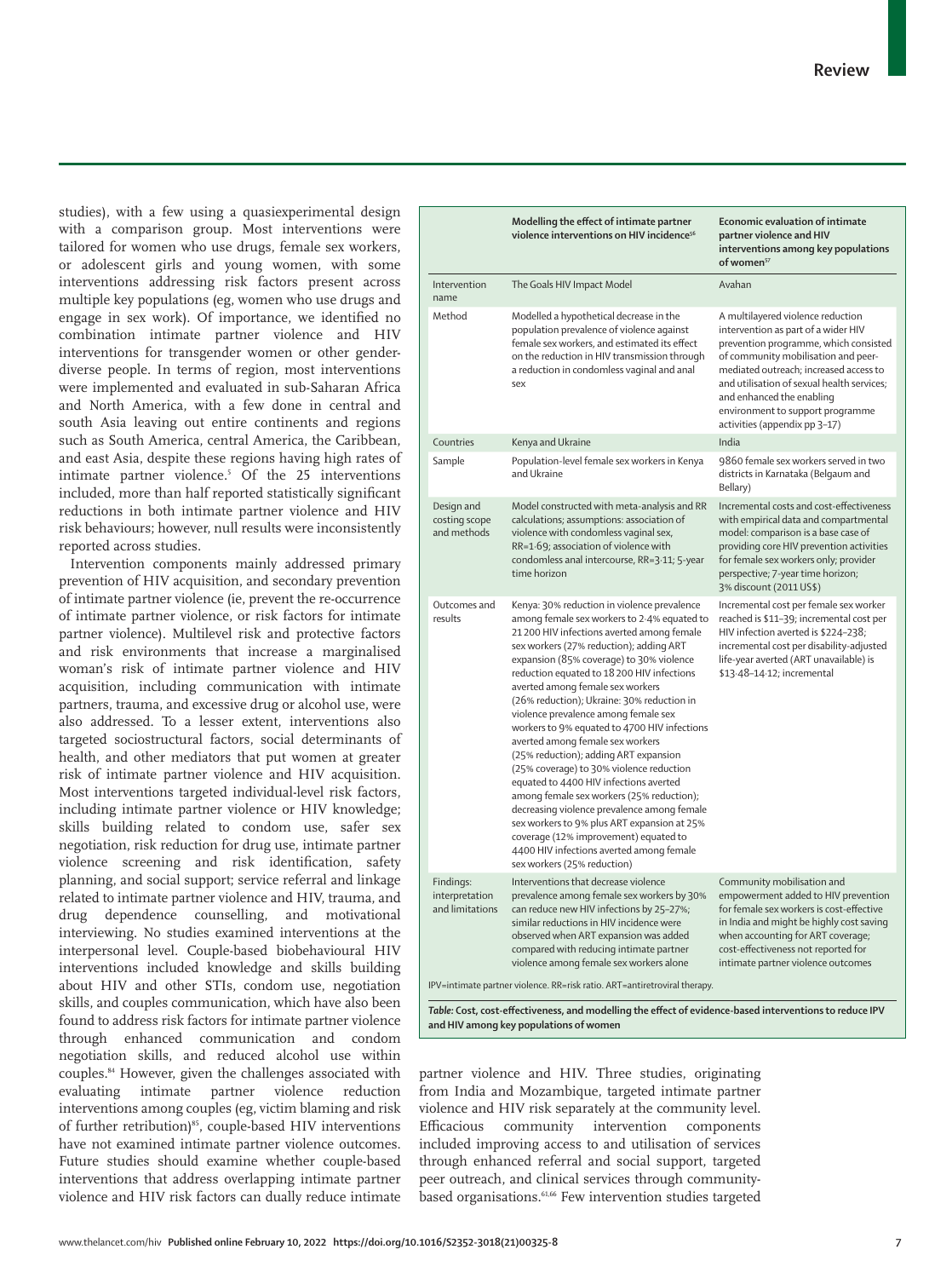studies), with a few using a quasiexperimental design with a comparison group. Most interventions were tailored for women who use drugs, female sex workers, or adolescent girls and young women, with some interventions addressing risk factors present across multiple key populations (eg, women who use drugs and engage in sex work). Of importance, we identified no combination intimate partner violence and HIV interventions for transgender women or other gender-diverse people. In terms of region, most interventions were implemented and evaluated in sub-Saharan Africa and North America, with a few done in central and south Asia leaving out entire continents and regions such as South America, central America, the Caribbean, and east Asia, despite these regions having high rates of intimate partner violence.[5] Of the 25 interventions included, more than half reported statistically significant reductions in both intimate partner violence and HIV risk behaviours; however, null results were inconsistently reported across studies.

Intervention components mainly addressed primary prevention of HIV acquisition, and secondary prevention of intimate partner violence (ie, prevent the re-occurrence of intimate partner violence, or risk factors for intimate partner violence). Multilevel risk and protective factors and risk environments that increase a marginalised woman's risk of intimate partner violence and HIV acquisition, including communication with intimate partners, trauma, and excessive drug or alcohol use, were also addressed. To a lesser extent, interventions also targeted sociostructural factors, social determinants of health, and other mediators that put women at greater risk of intimate partner violence and HIV acquisition. Most interventions targeted individual-level risk factors, including intimate partner violence or HIV knowledge; skills building related to condom use, safer sex negotiation, risk reduction for drug use, intimate partner violence screening and risk identification, safety planning, and social support; service referral and linkage related to intimate partner violence and HIV, trauma, and drug dependence counselling, and motivational interviewing. No studies examined interventions at the interpersonal level. Couple-based biobehavioural HIV interventions included knowledge and skills building about HIV and other STIs, condom use, negotiation skills, and couples communication, which have also been found to address risk factors for intimate partner violence through enhanced communication and condom negotiation skills, and reduced alcohol use within couples.[84] However, given the challenges associated with evaluating intimate partner violence reduction interventions among couples (eg, victim blaming and risk of further retribution)[85], couple-based HIV interventions have not examined intimate partner violence outcomes. Future studies should examine whether couple-based interventions that address overlapping intimate partner violence and HIV risk factors can dually reduce intimate partner violence and HIV. Three studies, originating from India and Mozambique, targeted intimate partner violence and HIV risk separately at the community level. Efficacious community intervention components included improving access to and utilisation of services through enhanced referral and social support, targeted peer outreach, and clinical services through community-based organisations.[61,66] Few intervention studies targeted

| | Modelling the effect of intimate partner violence interventions on HIV incidence[56] | Economic evaluation of intimate partner violence and HIV interventions among key populations of women[57] |
|---|---|---|
| Intervention name | The Goals HIV Impact Model | Avahan |
| Method | Modelled a hypothetical decrease in the population prevalence of violence against female sex workers, and estimated its effect on the reduction in HIV transmission through a reduction in condomless vaginal and anal sex | A multilayered violence reduction intervention as part of a wider HIV prevention programme, which consisted of community mobilisation and peer-mediated outreach; increased access to and utilisation of sexual health services; and enhanced the enabling environment to support programme activities (appendix pp 3–17) |
| Countries | Kenya and Ukraine | India |
| Sample | Population-level female sex workers in Kenya and Ukraine | 9860 female sex workers served in two districts in Karnataka (Belgaum and Bellary) |
| Design and costing scope and methods | Model constructed with meta-analysis and RR calculations; assumptions: association of violence with condomless vaginal sex, RR=1·69; association of violence with condomless anal intercourse, RR=3·11; 5-year time horizon | Incremental costs and cost-effectiveness with empirical data and compartmental model: comparison is a base case of providing core HIV prevention activities for female sex workers only; provider perspective; 7-year time horizon; 3% discount (2011 US$) |
| Outcomes and results | Kenya: 30% reduction in violence prevalence among female sex workers to 2·4% equated to 21 200 HIV infections averted among female sex workers (27% reduction); adding ART expansion (85% coverage) to 30% violence reduction equated to 18 200 HIV infections averted among female sex workers (26% reduction); Ukraine: 30% reduction in violence prevalence among female sex workers to 9% equated to 4700 HIV infections averted among female sex workers (25% reduction); adding ART expansion (25% coverage) to 30% violence reduction equated to 4400 HIV infections averted among female sex workers (25% reduction); decreasing violence prevalence among female sex workers to 9% plus ART expansion at 25% coverage (12% improvement) equated to 4400 HIV infections averted among female sex workers (25% reduction) | Incremental cost per female sex worker reached is $11–39; incremental cost per HIV infection averted is $224–238; incremental cost per disability-adjusted life-year averted (ART unavailable) is $13·48–14·12; incremental |
| Findings: interpretation and limitations | Interventions that decrease violence prevalence among female sex workers by 30% can reduce new HIV infections by 25–27%; similar reductions in HIV incidence were observed when ART expansion was added compared with reducing intimate partner violence among female sex workers alone | Community mobilisation and empowerment added to HIV prevention for female sex workers is cost-effective in India and might be highly cost saving when accounting for ART coverage; cost-effectiveness not reported for intimate partner violence outcomes |

IPV=intimate partner violence. RR=risk ratio. ART=antiretroviral therapy.

***Table:* Cost, cost-effectiveness, and modelling the effect of evidence-based interventions to reduce IPV and HIV among key populations of women**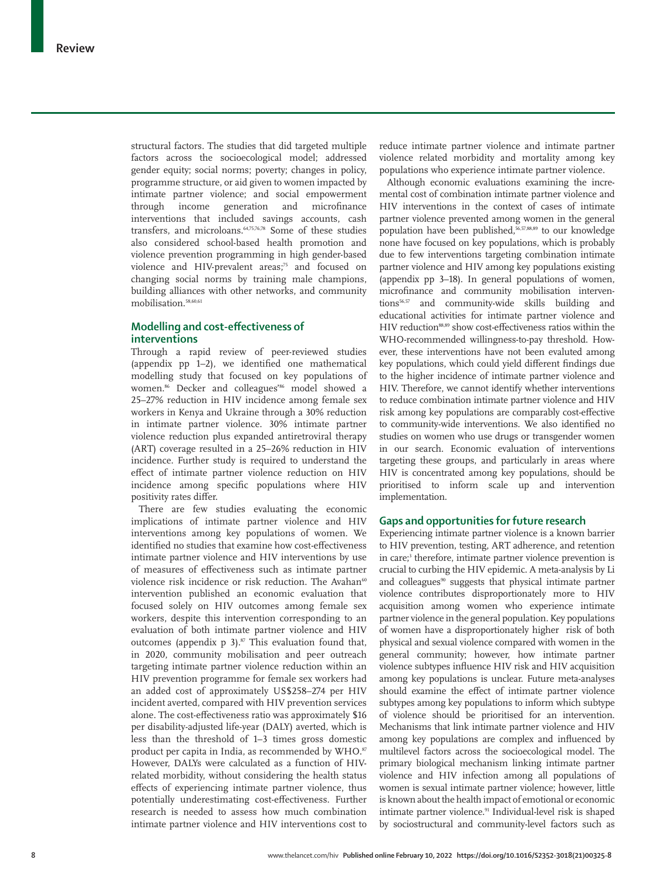structural factors. The studies that did targeted multiple factors across the socioecological model; addressed gender equity; social norms; poverty; changes in policy, programme structure, or aid given to women impacted by intimate partner violence; and social empowerment through income generation and microfinance interventions that included savings accounts, cash transfers, and microloans.[64,75,76,78] Some of these studies also considered school-based health promotion and violence prevention programming in high gender-based violence and HIV-prevalent areas;[75] and focused on changing social norms by training male champions, building alliances with other networks, and community mobilisation.[58,60,61]

## Modelling and cost-effectiveness of interventions

Through a rapid review of peer-reviewed studies (appendix pp 1–2), we identified one mathematical modelling study that focused on key populations of women.[86] Decker and colleagues'[86] model showed a 25–27% reduction in HIV incidence among female sex workers in Kenya and Ukraine through a 30% reduction in intimate partner violence. 30% intimate partner violence reduction plus expanded antiretroviral therapy (ART) coverage resulted in a 25–26% reduction in HIV incidence. Further study is required to understand the effect of intimate partner violence reduction on HIV incidence among specific populations where HIV positivity rates differ.

There are few studies evaluating the economic implications of intimate partner violence and HIV interventions among key populations of women. We identified no studies that examine how cost-effectiveness intimate partner violence and HIV interventions by use of measures of effectiveness such as intimate partner violence risk incidence or risk reduction. The Avahan[60] intervention published an economic evaluation that focused solely on HIV outcomes among female sex workers, despite this intervention corresponding to an evaluation of both intimate partner violence and HIV outcomes (appendix p 3).[87] This evaluation found that, in 2020, community mobilisation and peer outreach targeting intimate partner violence reduction within an HIV prevention programme for female sex workers had an added cost of approximately US$258–274 per HIV incident averted, compared with HIV prevention services alone. The cost-effectiveness ratio was approximately $16 per disability-adjusted life-year (DALY) averted, which is less than the threshold of 1–3 times gross domestic product per capita in India, as recommended by WHO.[87] However, DALYs were calculated as a function of HIV-related morbidity, without considering the health status effects of experiencing intimate partner violence, thus potentially underestimating cost-effectiveness. Further research is needed to assess how much combination intimate partner violence and HIV interventions cost to reduce intimate partner violence and intimate partner violence related morbidity and mortality among key populations who experience intimate partner violence.

Although economic evaluations examining the incremental cost of combination intimate partner violence and HIV interventions in the context of cases of intimate partner violence prevented among women in the general population have been published,[56,57,88,89] to our knowledge none have focused on key populations, which is probably due to few interventions targeting combination intimate partner violence and HIV among key populations existing (appendix pp 3–18). In general populations of women, microfinance and community mobilisation interventions[56,57] and community-wide skills building and educational activities for intimate partner violence and HIV reduction[88,89] show cost-effectiveness ratios within the WHO-recommended willingness-to-pay threshold. However, these interventions have not been evaluted among key populations, which could yield different findings due to the higher incidence of intimate partner violence and HIV. Therefore, we cannot identify whether interventions to reduce combination intimate partner violence and HIV risk among key populations are comparably cost-effective to community-wide interventions. We also identified no studies on women who use drugs or transgender women in our search. Economic evaluation of interventions targeting these groups, and particularly in areas where HIV is concentrated among key populations, should be prioritised to inform scale up and intervention implementation.

## Gaps and opportunities for future research

Experiencing intimate partner violence is a known barrier to HIV prevention, testing, ART adherence, and retention in care;[3] therefore, intimate partner violence prevention is crucial to curbing the HIV epidemic. A meta-analysis by Li and colleagues[90] suggests that physical intimate partner violence contributes disproportionately more to HIV acquisition among women who experience intimate partner violence in the general population. Key populations of women have a disproportionately higher risk of both physical and sexual violence compared with women in the general community; however, how intimate partner violence subtypes influence HIV risk and HIV acquisition among key populations is unclear. Future meta-analyses should examine the effect of intimate partner violence subtypes among key populations to inform which subtype of violence should be prioritised for an intervention. Mechanisms that link intimate partner violence and HIV among key populations are complex and influenced by multilevel factors across the socioecological model. The primary biological mechanism linking intimate partner violence and HIV infection among all populations of women is sexual intimate partner violence; however, little is known about the health impact of emotional or economic intimate partner violence.[91] Individual-level risk is shaped by sociostructural and community-level factors such as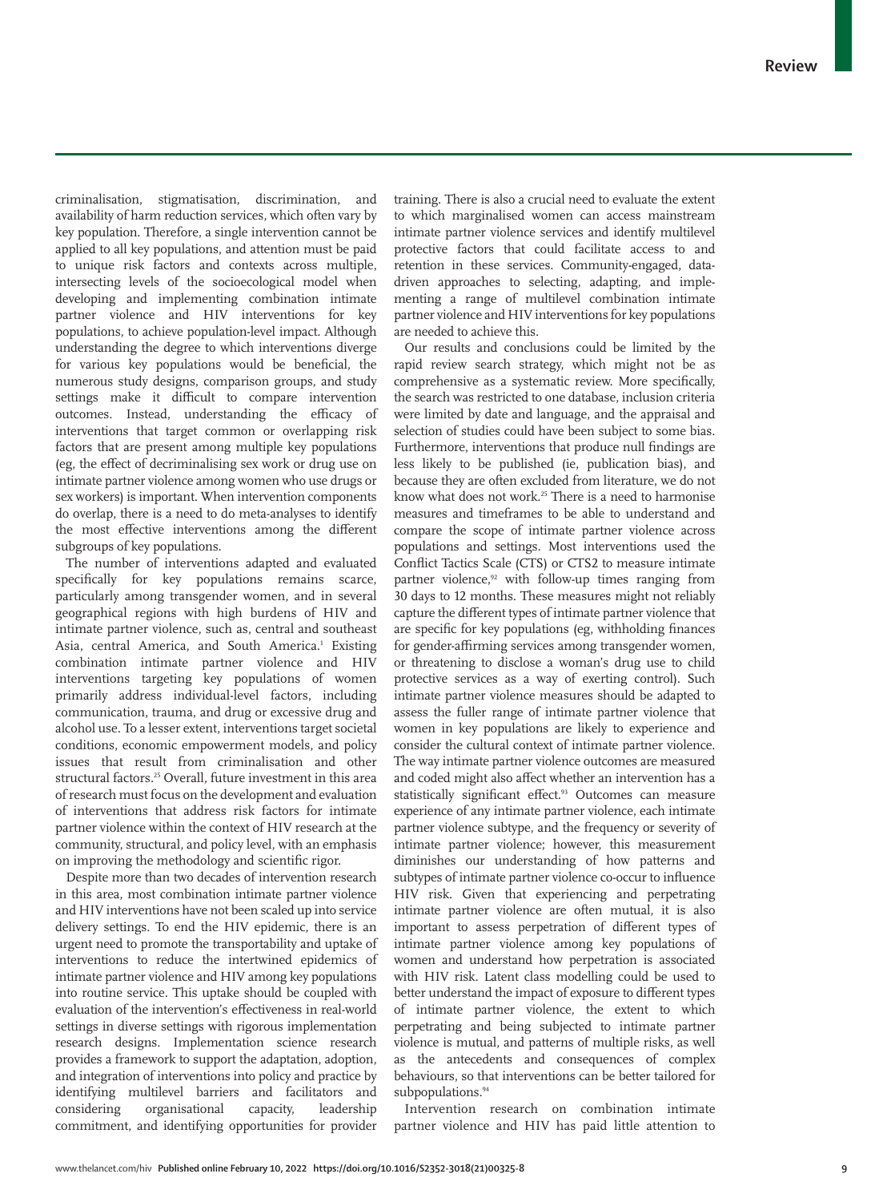criminalisation, stigmatisation, discrimination, and availability of harm reduction services, which often vary by key population. Therefore, a single intervention cannot be applied to all key populations, and attention must be paid to unique risk factors and contexts across multiple, intersecting levels of the socioecological model when developing and implementing combination intimate partner violence and HIV interventions for key populations, to achieve population-level impact. Although understanding the degree to which interventions diverge for various key populations would be beneficial, the numerous study designs, comparison groups, and study settings make it difficult to compare intervention outcomes. Instead, understanding the efficacy of interventions that target common or overlapping risk factors that are present among multiple key populations (eg, the effect of decriminalising sex work or drug use on intimate partner violence among women who use drugs or sex workers) is important. When intervention components do overlap, there is a need to do meta-analyses to identify the most effective interventions among the different subgroups of key populations.

The number of interventions adapted and evaluated specifically for key populations remains scarce, particularly among transgender women, and in several geographical regions with high burdens of HIV and intimate partner violence, such as, central and southeast Asia, central America, and South America.[1] Existing combination intimate partner violence and HIV interventions targeting key populations of women primarily address individual-level factors, including communication, trauma, and drug or excessive drug and alcohol use. To a lesser extent, interventions target societal conditions, economic empowerment models, and policy issues that result from criminalisation and other structural factors.[25] Overall, future investment in this area of research must focus on the development and evaluation of interventions that address risk factors for intimate partner violence within the context of HIV research at the community, structural, and policy level, with an emphasis on improving the methodology and scientific rigor.

Despite more than two decades of intervention research in this area, most combination intimate partner violence and HIV interventions have not been scaled up into service delivery settings. To end the HIV epidemic, there is an urgent need to promote the transportability and uptake of interventions to reduce the intertwined epidemics of intimate partner violence and HIV among key populations into routine service. This uptake should be coupled with evaluation of the intervention's effectiveness in real-world settings in diverse settings with rigorous implementation research designs. Implementation science research provides a framework to support the adaptation, adoption, and integration of interventions into policy and practice by identifying multilevel barriers and facilitators and considering organisational capacity, leadership commitment, and identifying opportunities for provider training. There is also a crucial need to evaluate the extent to which marginalised women can access mainstream intimate partner violence services and identify multilevel protective factors that could facilitate access to and retention in these services. Community-engaged, data-driven approaches to selecting, adapting, and implementing a range of multilevel combination intimate partner violence and HIV interventions for key populations are needed to achieve this.

Our results and conclusions could be limited by the rapid review search strategy, which might not be as comprehensive as a systematic review. More specifically, the search was restricted to one database, inclusion criteria were limited by date and language, and the appraisal and selection of studies could have been subject to some bias. Furthermore, interventions that produce null findings are less likely to be published (ie, publication bias), and because they are often excluded from literature, we do not know what does not work.[25] There is a need to harmonise measures and timeframes to be able to understand and compare the scope of intimate partner violence across populations and settings. Most interventions used the Conflict Tactics Scale (CTS) or CTS2 to measure intimate partner violence,[92] with follow-up times ranging from 30 days to 12 months. These measures might not reliably capture the different types of intimate partner violence that are specific for key populations (eg, withholding finances for gender-affirming services among transgender women, or threatening to disclose a woman's drug use to child protective services as a way of exerting control). Such intimate partner violence measures should be adapted to assess the fuller range of intimate partner violence that women in key populations are likely to experience and consider the cultural context of intimate partner violence. The way intimate partner violence outcomes are measured and coded might also affect whether an intervention has a statistically significant effect.[93] Outcomes can measure experience of any intimate partner violence, each intimate partner violence subtype, and the frequency or severity of intimate partner violence; however, this measurement diminishes our understanding of how patterns and subtypes of intimate partner violence co-occur to influence HIV risk. Given that experiencing and perpetrating intimate partner violence are often mutual, it is also important to assess perpetration of different types of intimate partner violence among key populations of women and understand how perpetration is associated with HIV risk. Latent class modelling could be used to better understand the impact of exposure to different types of intimate partner violence, the extent to which perpetrating and being subjected to intimate partner violence is mutual, and patterns of multiple risks, as well as the antecedents and consequences of complex behaviours, so that interventions can be better tailored for subpopulations.[94]

Intervention research on combination intimate partner violence and HIV has paid little attention to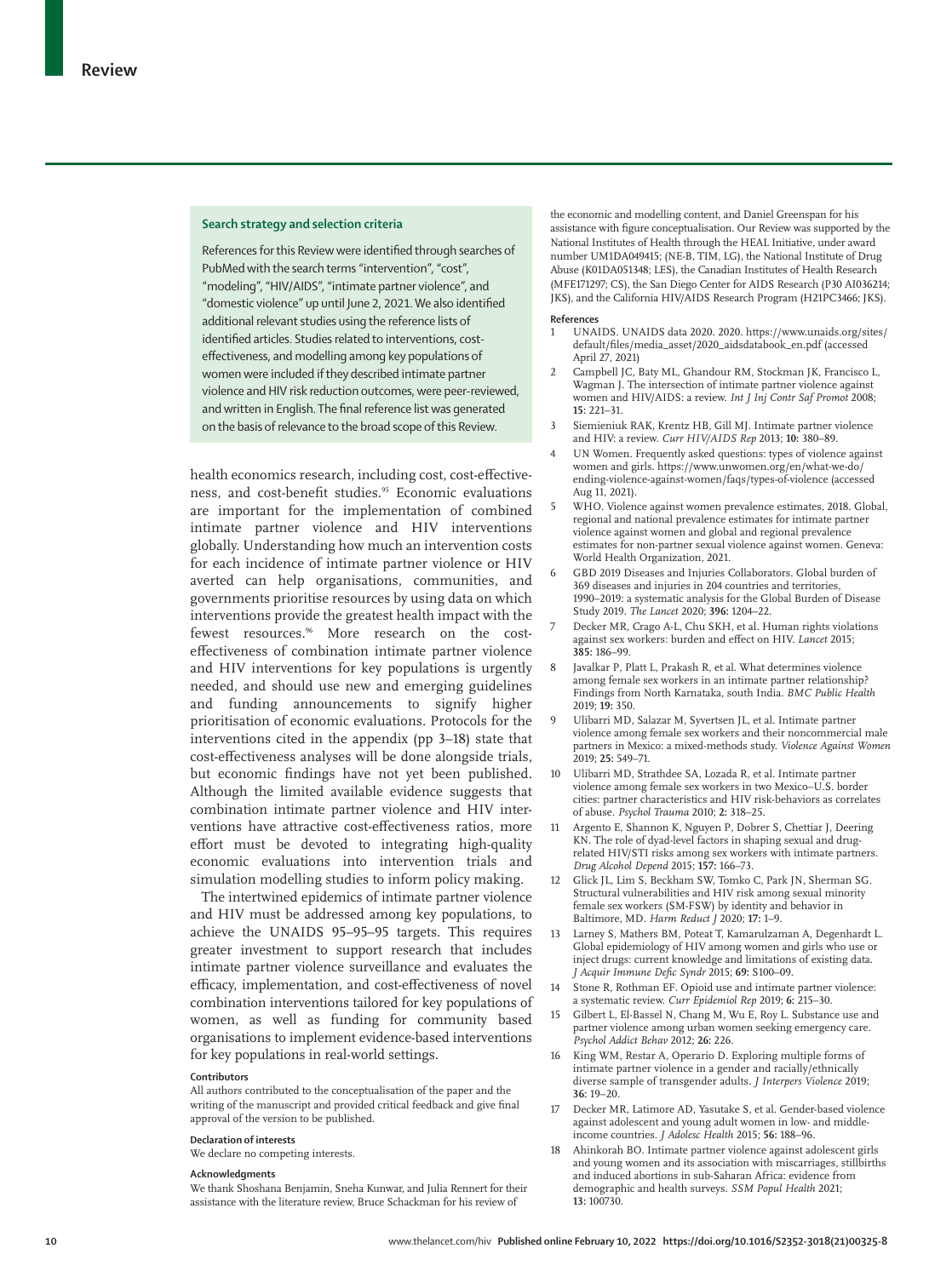### Search strategy and selection criteria

References for this Review were identified through searches of PubMed with the search terms "intervention", "cost", "modeling", "HIV/AIDS", "intimate partner violence", and "domestic violence" up until June 2, 2021. We also identified additional relevant studies using the reference lists of identified articles. Studies related to interventions, cost-effectiveness, and modelling among key populations of women were included if they described intimate partner violence and HIV risk reduction outcomes, were peer-reviewed, and written in English. The final reference list was generated on the basis of relevance to the broad scope of this Review.

health economics research, including cost, cost-effectiveness, and cost-benefit studies.[95] Economic evaluations are important for the implementation of combined intimate partner violence and HIV interventions globally. Understanding how much an intervention costs for each incidence of intimate partner violence or HIV averted can help organisations, communities, and governments prioritise resources by using data on which interventions provide the greatest health impact with the fewest resources.[96] More research on the cost-effectiveness of combination intimate partner violence and HIV interventions for key populations is urgently needed, and should use new and emerging guidelines and funding announcements to signify higher prioritisation of economic evaluations. Protocols for the interventions cited in the appendix (pp 3–18) state that cost-effectiveness analyses will be done alongside trials, but economic findings have not yet been published. Although the limited available evidence suggests that combination intimate partner violence and HIV interventions have attractive cost-effectiveness ratios, more effort must be devoted to integrating high-quality economic evaluations into intervention trials and simulation modelling studies to inform policy making.

The intertwined epidemics of intimate partner violence and HIV must be addressed among key populations, to achieve the UNAIDS 95–95–95 targets. This requires greater investment to support research that includes intimate partner violence surveillance and evaluates the efficacy, implementation, and cost-effectiveness of novel combination interventions tailored for key populations of women, as well as funding for community based organisations to implement evidence-based interventions for key populations in real-world settings.

#### Contributors

All authors contributed to the conceptualisation of the paper and the writing of the manuscript and provided critical feedback and give final approval of the version to be published.

#### Declaration of interests

We declare no competing interests.

#### Acknowledgments

We thank Shoshana Benjamin, Sneha Kunwar, and Julia Rennert for their assistance with the literature review, Bruce Schackman for his review of the economic and modelling content, and Daniel Greenspan for his assistance with figure conceptualisation. Our Review was supported by the National Institutes of Health through the HEAL Initiative, under award number UM1DA049415; (NE-B, TIM, LG), the National Institute of Drug Abuse (K01DA051348; LES), the Canadian Institutes of Health Research (MFE171297; CS), the San Diego Center for AIDS Research (P30 AI036214; JKS), and the California HIV/AIDS Research Program (H21PC3466; JKS).

#### References

1. UNAIDS. UNAIDS data 2020. 2020. https://www.unaids.org/sites/default/files/media_asset/2020_aidsdatabook_en.pdf (accessed April 27, 2021)
2. Campbell JC, Baty ML, Ghandour RM, Stockman JK, Francisco L, Wagman J. The intersection of intimate partner violence against women and HIV/AIDS: a review. *Int J Inj Contr Saf Promot* 2008; **15:** 221–31.
3. Siemieniuk RAK, Krentz HB, Gill MJ. Intimate partner violence and HIV: a review. *Curr HIV/AIDS Rep* 2013; **10:** 380–89.
4. UN Women. Frequently asked questions: types of violence against women and girls. https://www.unwomen.org/en/what-we-do/ending-violence-against-women/faqs/types-of-violence (accessed Aug 11, 2021).
5. WHO. Violence against women prevalence estimates, 2018. Global, regional and national prevalence estimates for intimate partner violence against women and global and regional prevalence estimates for non-partner sexual violence against women. Geneva: World Health Organization, 2021.
6. GBD 2019 Diseases and Injuries Collaborators. Global burden of 369 diseases and injuries in 204 countries and territories, 1990–2019: a systematic analysis for the Global Burden of Disease Study 2019. *The Lancet* 2020; **396:** 1204–22.
7. Decker MR, Crago A-L, Chu SKH, et al. Human rights violations against sex workers: burden and effect on HIV. *Lancet* 2015; **385:** 186–99.
8. Javalkar P, Platt L, Prakash R, et al. What determines violence among female sex workers in an intimate partner relationship? Findings from North Karnataka, south India. *BMC Public Health* 2019; **19:** 350.
9. Ulibarri MD, Salazar M, Syvertsen JL, et al. Intimate partner violence among female sex workers and their noncommercial male partners in Mexico: a mixed-methods study. *Violence Against Women* 2019; **25:** 549–71.
10. Ulibarri MD, Strathdee SA, Lozada R, et al. Intimate partner violence among female sex workers in two Mexico–U.S. border cities: partner characteristics and HIV risk-behaviors as correlates of abuse. *Psychol Trauma* 2010; **2:** 318–25.
11. Argento E, Shannon K, Nguyen P, Dobrer S, Chettiar J, Deering KN. The role of dyad-level factors in shaping sexual and drug-related HIV/STI risks among sex workers with intimate partners. *Drug Alcohol Depend* 2015; **157:** 166–73.
12. Glick JL, Lim S, Beckham SW, Tomko C, Park JN, Sherman SG. Structural vulnerabilities and HIV risk among sexual minority female sex workers (SM-FSW) by identity and behavior in Baltimore, MD. *Harm Reduct J* 2020; **17:** 1–9.
13. Larney S, Mathers BM, Poteat T, Kamarulzaman A, Degenhardt L. Global epidemiology of HIV among women and girls who use or inject drugs: current knowledge and limitations of existing data. *J Acquir Immune Defic Syndr* 2015; **69:** S100–09.
14. Stone R, Rothman EF. Opioid use and intimate partner violence: a systematic review. *Curr Epidemiol Rep* 2019; **6:** 215–30.
15. Gilbert L, El-Bassel N, Chang M, Wu E, Roy L. Substance use and partner violence among urban women seeking emergency care. *Psychol Addict Behav* 2012; **26:** 226.
16. King WM, Restar A, Operario D. Exploring multiple forms of intimate partner violence in a gender and racially/ethnically diverse sample of transgender adults. *J Interpers Violence* 2019; **36:** 19–20.
17. Decker MR, Latimore AD, Yasutake S, et al. Gender-based violence against adolescent and young adult women in low- and middle-income countries. *J Adolesc Health* 2015; **56:** 188–96.
18. Ahinkorah BO. Intimate partner violence against adolescent girls and young women and its association with miscarriages, stillbirths and induced abortions in sub-Saharan Africa: evidence from demographic and health surveys. *SSM Popul Health* 2021; **13:** 100730.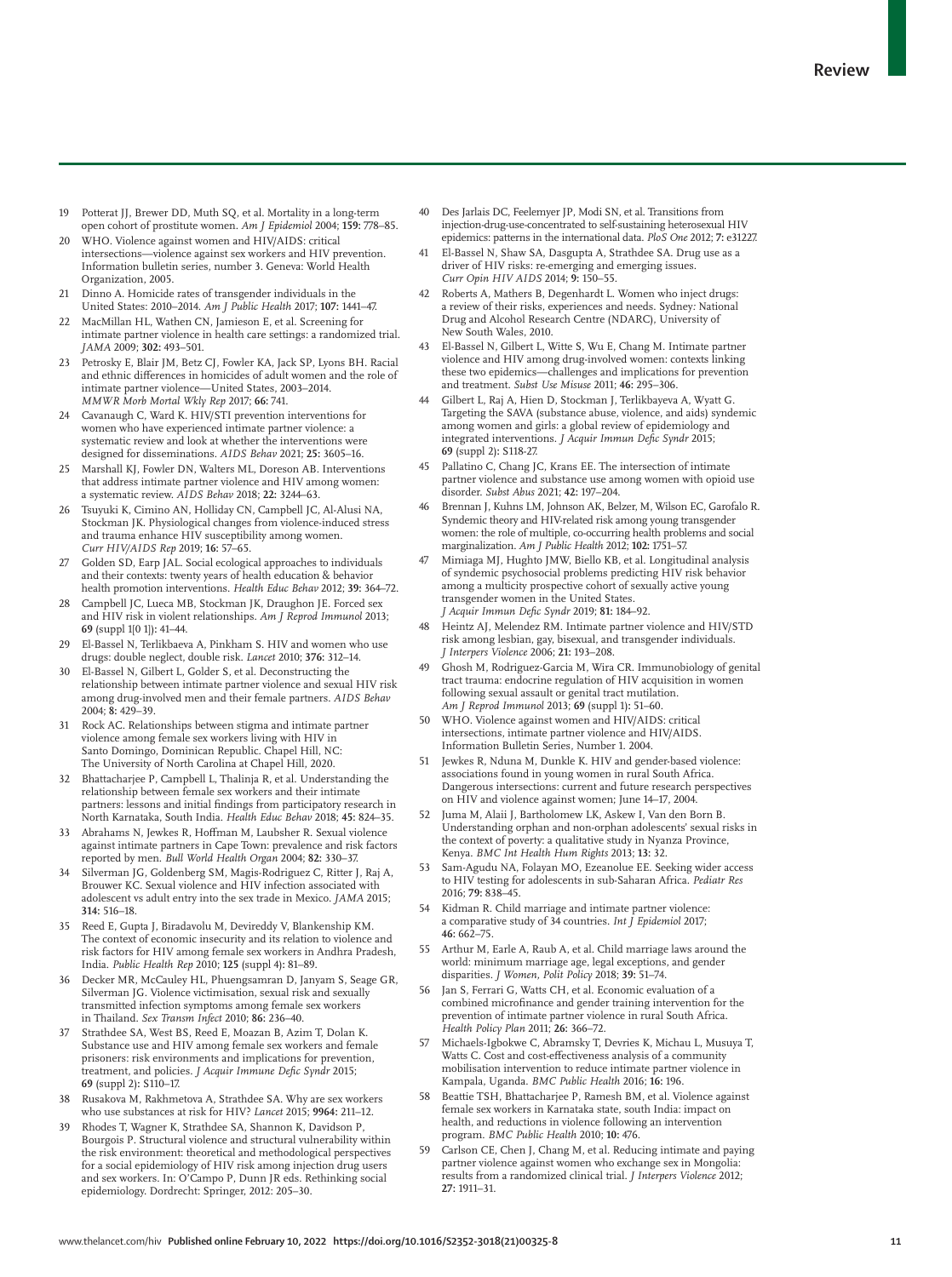19 Potterat JJ, Brewer DD, Muth SQ, et al. Mortality in a long-term open cohort of prostitute women. *Am J Epidemiol* 2004; **159:** 778–85.

20 WHO. Violence against women and HIV/AIDS: critical intersections—violence against sex workers and HIV prevention. Information bulletin series, number 3. Geneva: World Health Organization, 2005.

21 Dinno A. Homicide rates of transgender individuals in the United States: 2010–2014. *Am J Public Health* 2017; **107:** 1441–47.

22 MacMillan HL, Wathen CN, Jamieson E, et al. Screening for intimate partner violence in health care settings: a randomized trial. *JAMA* 2009; **302:** 493–501.

23 Petrosky E, Blair JM, Betz CJ, Fowler KA, Jack SP, Lyons BH. Racial and ethnic differences in homicides of adult women and the role of intimate partner violence—United States, 2003–2014. *MMWR Morb Mortal Wkly Rep* 2017; **66:** 741.

24 Cavanaugh C, Ward K. HIV/STI prevention interventions for women who have experienced intimate partner violence: a systematic review and look at whether the interventions were designed for disseminations. *AIDS Behav* 2021; **25:** 3605–16.

25 Marshall KJ, Fowler DN, Walters ML, Doreson AB. Interventions that address intimate partner violence and HIV among women: a systematic review. *AIDS Behav* 2018; **22:** 3244–63.

26 Tsuyuki K, Cimino AN, Holliday CN, Campbell JC, Al-Alusi NA, Stockman JK. Physiological changes from violence-induced stress and trauma enhance HIV susceptibility among women. *Curr HIV/AIDS Rep* 2019; **16:** 57–65.

27 Golden SD, Earp JAL. Social ecological approaches to individuals and their contexts: twenty years of health education & behavior health promotion interventions. *Health Educ Behav* 2012; **39:** 364–72.

28 Campbell JC, Lueca MB, Stockman JK, Draughon JE. Forced sex and HIV risk in violent relationships. *Am J Reprod Immunol* 2013; **69** (suppl 1[0 1]): 41–44.

29 El-Bassel N, Terlikbaeva A, Pinkham S. HIV and women who use drugs: double neglect, double risk. *Lancet* 2010; **376:** 312–14.

30 El-Bassel N, Gilbert L, Golder S, et al. Deconstructing the relationship between intimate partner violence and sexual HIV risk among drug-involved men and their female partners. *AIDS Behav* 2004; **8:** 429–39.

31 Rock AC. Relationships between stigma and intimate partner violence among female sex workers living with HIV in Santo Domingo, Dominican Republic. Chapel Hill, NC: The University of North Carolina at Chapel Hill, 2020.

32 Bhattacharjee P, Campbell L, Thalinja R, et al. Understanding the relationship between female sex workers and their intimate partners: lessons and initial findings from participatory research in North Karnataka, South India. *Health Educ Behav* 2018; **45:** 824–35.

33 Abrahams N, Jewkes R, Hoffman M, Laubsher R. Sexual violence against intimate partners in Cape Town: prevalence and risk factors reported by men. *Bull World Health Organ* 2004; **82:** 330–37.

34 Silverman JG, Goldenberg SM, Magis-Rodriguez C, Ritter J, Raj A, Brouwer KC. Sexual violence and HIV infection associated with adolescent vs adult entry into the sex trade in Mexico. *JAMA* 2015; **314:** 516–18.

35 Reed E, Gupta J, Biradavolu M, Devireddy V, Blankenship KM. The context of economic insecurity and its relation to violence and risk factors for HIV among female sex workers in Andhra Pradesh, India. *Public Health Rep* 2010; **125** (suppl 4)**:** 81–89.

36 Decker MR, McCauley HL, Phuengsamran D, Janyam S, Seage GR, Silverman JG. Violence victimisation, sexual risk and sexually transmitted infection symptoms among female sex workers in Thailand. *Sex Transm Infect* 2010; **86:** 236–40.

37 Strathdee SA, West BS, Reed E, Moazan B, Azim T, Dolan K. Substance use and HIV among female sex workers and female prisoners: risk environments and implications for prevention, treatment, and policies. *J Acquir Immune Defic Syndr* 2015; **69** (suppl 2)**:** S110–17.

38 Rusakova M, Rakhmetova A, Strathdee SA. Why are sex workers who use substances at risk for HIV? *Lancet* 2015; **9964:** 211–12.

39 Rhodes T, Wagner K, Strathdee SA, Shannon K, Davidson P, Bourgois P. Structural violence and structural vulnerability within the risk environment: theoretical and methodological perspectives for a social epidemiology of HIV risk among injection drug users and sex workers. In: O'Campo P, Dunn JR eds. Rethinking social epidemiology. Dordrecht: Springer, 2012: 205–30.

40 Des Jarlais DC, Feelemyer JP, Modi SN, et al. Transitions from injection-drug-use-concentrated to self-sustaining heterosexual HIV epidemics: patterns in the international data. *PloS One* 2012; **7:** e31227.

41 El-Bassel N, Shaw SA, Dasgupta A, Strathdee SA. Drug use as a driver of HIV risks: re-emerging and emerging issues. *Curr Opin HIV AIDS* 2014; **9:** 150–55.

42 Roberts A, Mathers B, Degenhardt L. Women who inject drugs: a review of their risks, experiences and needs. Sydney: National Drug and Alcohol Research Centre (NDARC), University of New South Wales, 2010.

43 El-Bassel N, Gilbert L, Witte S, Wu E, Chang M. Intimate partner violence and HIV among drug-involved women: contexts linking these two epidemics—challenges and implications for prevention and treatment. *Subst Use Misuse* 2011; **46:** 295–306.

44 Gilbert L, Raj A, Hien D, Stockman J, Terlikbayeva A, Wyatt G. Targeting the SAVA (substance abuse, violence, and aids) syndemic among women and girls: a global review of epidemiology and integrated interventions. *J Acquir Immun Defic Syndr* 2015; **69** (suppl 2)**:** S118-27.

45 Pallatino C, Chang JC, Krans EE. The intersection of intimate partner violence and substance use among women with opioid use disorder. *Subst Abus* 2021; **42:** 197–204.

46 Brennan J, Kuhns LM, Johnson AK, Belzer, M, Wilson EC, Garofalo R. Syndemic theory and HIV-related risk among young transgender women: the role of multiple, co-occurring health problems and social marginalization. *Am J Public Health* 2012; **102:** 1751–57.

47 Mimiaga MJ, Hughto JMW, Biello KB, et al. Longitudinal analysis of syndemic psychosocial problems predicting HIV risk behavior among a multicity prospective cohort of sexually active young transgender women in the United States. *J Acquir Immun Defic Syndr* 2019; **81:** 184–92.

48 Heintz AJ, Melendez RM. Intimate partner violence and HIV/STD risk among lesbian, gay, bisexual, and transgender individuals. *J Interpers Violence* 2006; **21:** 193–208.

49 Ghosh M, Rodriguez-Garcia M, Wira CR. Immunobiology of genital tract trauma: endocrine regulation of HIV acquisition in women following sexual assault or genital tract mutilation. *Am J Reprod Immunol* 2013; **69** (suppl 1)**:** 51–60.

50 WHO. Violence against women and HIV/AIDS: critical intersections, intimate partner violence and HIV/AIDS. Information Bulletin Series, Number 1. 2004.

51 Jewkes R, Nduna M, Dunkle K. HIV and gender-based violence: associations found in young women in rural South Africa. Dangerous intersections: current and future research perspectives on HIV and violence against women; June 14–17, 2004.

52 Juma M, Alaii J, Bartholomew LK, Askew I, Van den Born B. Understanding orphan and non-orphan adolescents' sexual risks in the context of poverty: a qualitative study in Nyanza Province, Kenya. *BMC Int Health Hum Rights* 2013; **13:** 32.

53 Sam-Agudu NA, Folayan MO, Ezeanolue EE. Seeking wider access to HIV testing for adolescents in sub-Saharan Africa. *Pediatr Res* 2016; **79:** 838–45.

54 Kidman R. Child marriage and intimate partner violence: a comparative study of 34 countries. *Int J Epidemiol* 2017; **46:** 662–75.

55 Arthur M, Earle A, Raub A, et al. Child marriage laws around the world: minimum marriage age, legal exceptions, and gender disparities. *J Women, Polit Policy* 2018; **39:** 51–74.

56 Jan S, Ferrari G, Watts CH, et al. Economic evaluation of a combined microfinance and gender training intervention for the prevention of intimate partner violence in rural South Africa. *Health Policy Plan* 2011; **26:** 366–72.

57 Michaels-Igbokwe C, Abramsky T, Devries K, Michau L, Musuya T, Watts C. Cost and cost-effectiveness analysis of a community mobilisation intervention to reduce intimate partner violence in Kampala, Uganda. *BMC Public Health* 2016; **16:** 196.

58 Beattie TSH, Bhattacharjee P, Ramesh BM, et al. Violence against female sex workers in Karnataka state, south India: impact on health, and reductions in violence following an intervention program. *BMC Public Health* 2010; **10:** 476.

59 Carlson CE, Chen J, Chang M, et al. Reducing intimate and paying partner violence against women who exchange sex in Mongolia: results from a randomized clinical trial. *J Interpers Violence* 2012; **27:** 1911–31.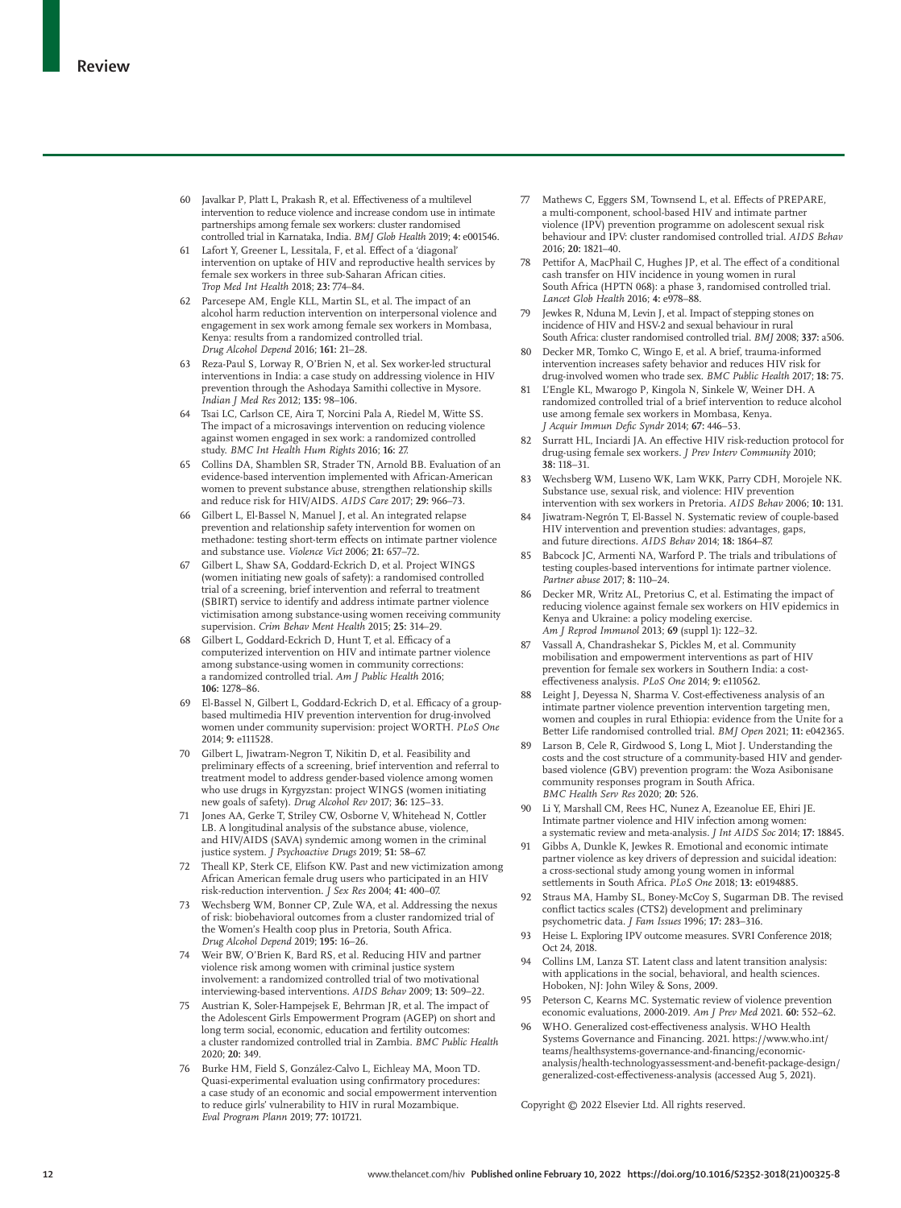60 Javalkar P, Platt L, Prakash R, et al. Effectiveness of a multilevel intervention to reduce violence and increase condom use in intimate partnerships among female sex workers: cluster randomised controlled trial in Karnataka, India. *BMJ Glob Health* 2019; **4:** e001546.

61 Lafort Y, Greener L, Lessitala, F, et al. Effect of a 'diagonal' intervention on uptake of HIV and reproductive health services by female sex workers in three sub-Saharan African cities. *Trop Med Int Health* 2018; **23:** 774–84.

62 Parcesepe AM, Engle KLL, Martin SL, et al. The impact of an alcohol harm reduction intervention on interpersonal violence and engagement in sex work among female sex workers in Mombasa, Kenya: results from a randomized controlled trial. *Drug Alcohol Depend* 2016; **161:** 21–28.

63 Reza-Paul S, Lorway R, O'Brien N, et al. Sex worker-led structural interventions in India: a case study on addressing violence in HIV prevention through the Ashodaya Samithi collective in Mysore. *Indian J Med Res* 2012; **135:** 98–106.

64 Tsai LC, Carlson CE, Aira T, Norcini Pala A, Riedel M, Witte SS. The impact of a microsavings intervention on reducing violence against women engaged in sex work: a randomized controlled study. *BMC Int Health Hum Rights* 2016; **16:** 27.

65 Collins DA, Shamblen SR, Strader TN, Arnold BB. Evaluation of an evidence-based intervention implemented with African-American women to prevent substance abuse, strengthen relationship skills and reduce risk for HIV/AIDS. *AIDS Care* 2017; **29:** 966–73.

66 Gilbert L, El-Bassel N, Manuel J, et al. An integrated relapse prevention and relationship safety intervention for women on methadone: testing short-term effects on intimate partner violence and substance use. *Violence Vict* 2006; **21:** 657–72.

67 Gilbert L, Shaw SA, Goddard-Eckrich D, et al. Project WINGS (women initiating new goals of safety): a randomised controlled trial of a screening, brief intervention and referral to treatment (SBIRT) service to identify and address intimate partner violence victimisation among substance-using women receiving community supervision. *Crim Behav Ment Health* 2015; **25:** 314–29.

68 Gilbert L, Goddard-Eckrich D, Hunt T, et al. Efficacy of a computerized intervention on HIV and intimate partner violence among substance-using women in community corrections: a randomized controlled trial. *Am J Public Health* 2016; **106:** 1278–86.

69 El-Bassel N, Gilbert L, Goddard-Eckrich D, et al. Efficacy of a group-based multimedia HIV prevention intervention for drug-involved women under community supervision: project WORTH. *PLoS One* 2014; **9:** e111528.

70 Gilbert L, Jiwatram-Negron T, Nikitin D, et al. Feasibility and preliminary effects of a screening, brief intervention and referral to treatment model to address gender-based violence among women who use drugs in Kyrgyzstan: project WINGS (women initiating new goals of safety). *Drug Alcohol Rev* 2017; **36:** 125–33.

71 Jones AA, Gerke T, Striley CW, Osborne V, Whitehead N, Cottler LB. A longitudinal analysis of the substance abuse, violence, and HIV/AIDS (SAVA) syndemic among women in the criminal justice system. *J Psychoactive Drugs* 2019; **51:** 58–67.

72 Theall KP, Sterk CE, Elifson KW. Past and new victimization among African American female drug users who participated in an HIV risk-reduction intervention. *J Sex Res* 2004; **41:** 400–07.

73 Wechsberg WM, Bonner CP, Zule WA, et al. Addressing the nexus of risk: biobehavioral outcomes from a cluster randomized trial of the Women's Health coop plus in Pretoria, South Africa. *Drug Alcohol Depend* 2019; **195:** 16–26.

74 Weir BW, O'Brien K, Bard RS, et al. Reducing HIV and partner violence risk among women with criminal justice system involvement: a randomized controlled trial of two motivational interviewing-based interventions. *AIDS Behav* 2009; **13:** 509–22.

75 Austrian K, Soler-Hampejsek E, Behrman JR, et al. The impact of the Adolescent Girls Empowerment Program (AGEP) on short and long term social, economic, education and fertility outcomes: a cluster randomized controlled trial in Zambia. *BMC Public Health* 2020; **20:** 349.

76 Burke HM, Field S, González-Calvo L, Eichleay MA, Moon TD. Quasi-experimental evaluation using confirmatory procedures: a case study of an economic and social empowerment intervention to reduce girls' vulnerability to HIV in rural Mozambique. *Eval Program Plann* 2019; **77:** 101721.

77 Mathews C, Eggers SM, Townsend L, et al. Effects of PREPARE, a multi-component, school-based HIV and intimate partner violence (IPV) prevention programme on adolescent sexual risk behaviour and IPV: cluster randomised controlled trial. *AIDS Behav* 2016; **20:** 1821–40.

78 Pettifor A, MacPhail C, Hughes JP, et al. The effect of a conditional cash transfer on HIV incidence in young women in rural South Africa (HPTN 068): a phase 3, randomised controlled trial. *Lancet Glob Health* 2016; **4:** e978–88.

79 Jewkes R, Nduna M, Levin J, et al. Impact of stepping stones on incidence of HIV and HSV-2 and sexual behaviour in rural South Africa: cluster randomised controlled trial. *BMJ* 2008; **337:** a506.

80 Decker MR, Tomko C, Wingo E, et al. A brief, trauma-informed intervention increases safety behavior and reduces HIV risk for drug-involved women who trade sex. *BMC Public Health* 2017; **18:** 75.

81 L'Engle KL, Mwarogo P, Kingola N, Sinkele W, Weiner DH. A randomized controlled trial of a brief intervention to reduce alcohol use among female sex workers in Mombasa, Kenya. *J Acquir Immun Defic Syndr* 2014; **67:** 446–53.

82 Surratt HL, Inciardi JA. An effective HIV risk-reduction protocol for drug-using female sex workers. *J Prev Interv Community* 2010; **38:** 118–31.

83 Wechsberg WM, Luseno WK, Lam WKK, Parry CDH, Morojele NK. Substance use, sexual risk, and violence: HIV prevention intervention with sex workers in Pretoria. *AIDS Behav* 2006; **10:** 131.

84 Jiwatram-Negrón T, El-Bassel N. Systematic review of couple-based HIV intervention and prevention studies: advantages, gaps, and future directions. *AIDS Behav* 2014; **18:** 1864–87.

85 Babcock JC, Armenti NA, Warford P. The trials and tribulations of testing couples-based interventions for intimate partner violence. *Partner abuse* 2017; **8:** 110–24.

86 Decker MR, Wirtz AL, Pretorius C, et al. Estimating the impact of reducing violence against female sex workers on HIV epidemics in Kenya and Ukraine: a policy modeling exercise. *Am J Reprod Immunol* 2013; **69** (suppl 1)**:** 122–32.

87 Vassall A, Chandrashekar S, Pickles M, et al. Community mobilisation and empowerment interventions as part of HIV prevention for female sex workers in Southern India: a cost-effectiveness analysis. *PLoS One* 2014; **9:** e110562.

88 Leight J, Deyessa N, Sharma V. Cost-effectiveness analysis of an intimate partner violence prevention intervention targeting men, women and couples in rural Ethiopia: evidence from the Unite for a Better Life randomised controlled trial. *BMJ Open* 2021; **11:** e042365.

89 Larson B, Cele R, Girdwood S, Long L, Miot J. Understanding the costs and the cost structure of a community-based HIV and gender-based violence (GBV) prevention program: the Woza Asibonisane community responses program in South Africa. *BMC Health Serv Res* 2020; **20:** 526.

90 Li Y, Marshall CM, Rees HC, Nunez A, Ezeanolue EE, Ehiri JE. Intimate partner violence and HIV infection among women: a systematic review and meta-analysis. *J Int AIDS Soc* 2014; **17:** 18845.

91 Gibbs A, Dunkle K, Jewkes R. Emotional and economic intimate partner violence as key drivers of depression and suicidal ideation: a cross-sectional study among young women in informal settlements in South Africa. *PLoS One* 2018; **13:** e0194885.

92 Straus MA, Hamby SL, Boney-McCoy S, Sugarman DB. The revised conflict tactics scales (CTS2) development and preliminary psychometric data. *J Fam Issues* 1996; **17:** 283–316.

93 Heise L. Exploring IPV outcome measures. SVRI Conference 2018; Oct 24, 2018.

94 Collins LM, Lanza ST. Latent class and latent transition analysis: with applications in the social, behavioral, and health sciences. Hoboken, NJ: John Wiley & Sons, 2009.

95 Peterson C, Kearns MC. Systematic review of violence prevention economic evaluations, 2000-2019. *Am J Prev Med* 2021. **60:** 552–62.

96 WHO. Generalized cost-effectiveness analysis. WHO Health Systems Governance and Financing. 2021. https://www.who.int/teams/healthsystems-governance-and-financing/economic-analysis/health-technologyassessment-and-benefit-package-design/generalized-cost-effectiveness-analysis (accessed Aug 5, 2021).

Copyright © 2022 Elsevier Ltd. All rights reserved.